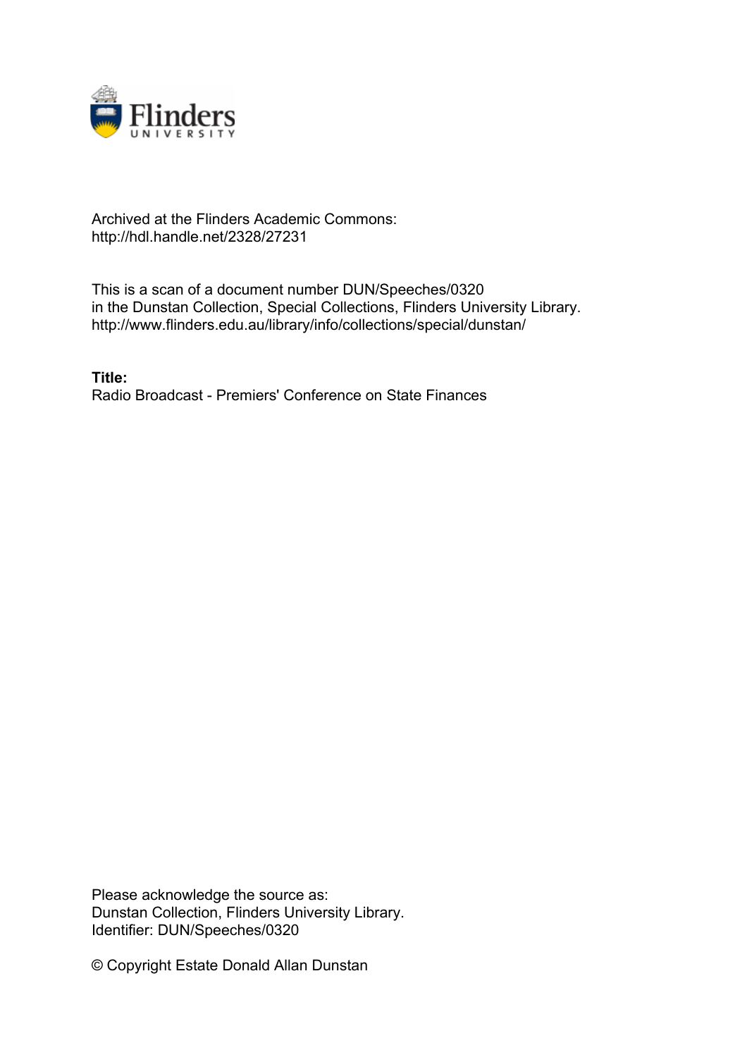Archived at the Flinders Academic Commons:
http://hdl.handle.net/2328/27231

This is a scan of a document number DUN/Speeches/0320
in the Dunstan Collection, Special Collections, Flinders University Library.
http://www.flinders.edu.au/library/info/collections/special/dunstan/

**Title:**
Radio Broadcast - Premiers' Conference on State Finances

Please acknowledge the source as:
Dunstan Collection, Flinders University Library.
Identifier: DUN/Speeches/0320

© Copyright Estate Donald Allan Dunstan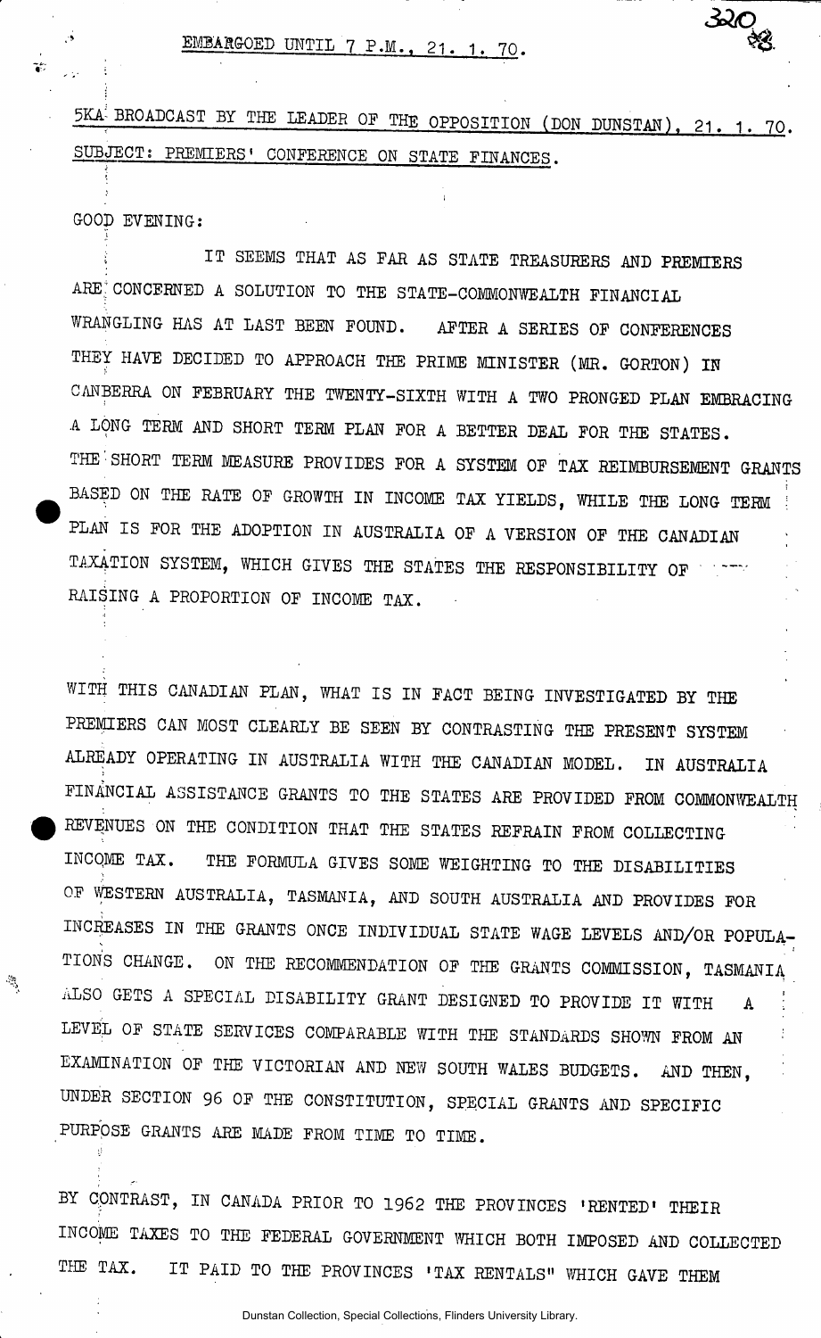EMBARGOED UNTIL 7 P.M., 21. 1. 70.

5KA BROADCAST BY THE LEADER OF THE OPPOSITION (DON DUNSTAN), 21. 1. 70.
SUBJECT: PREMIERS' CONFERENCE ON STATE FINANCES.

GOOD EVENING:

IT SEEMS THAT AS FAR AS STATE TREASURERS AND PREMIERS ARE CONCERNED A SOLUTION TO THE STATE-COMMONWEALTH FINANCIAL WRANGLING HAS AT LAST BEEN FOUND. AFTER A SERIES OF CONFERENCES THEY HAVE DECIDED TO APPROACH THE PRIME MINISTER (MR. GORTON) IN CANBERRA ON FEBRUARY THE TWENTY-SIXTH WITH A TWO PRONGED PLAN EMBRACING A LONG TERM AND SHORT TERM PLAN FOR A BETTER DEAL FOR THE STATES. THE SHORT TERM MEASURE PROVIDES FOR A SYSTEM OF TAX REIMBURSEMENT GRANTS BASED ON THE RATE OF GROWTH IN INCOME TAX YIELDS, WHILE THE LONG TERM PLAN IS FOR THE ADOPTION IN AUSTRALIA OF A VERSION OF THE CANADIAN TAXATION SYSTEM, WHICH GIVES THE STATES THE RESPONSIBILITY OF RAISING A PROPORTION OF INCOME TAX.

WITH THIS CANADIAN PLAN, WHAT IS IN FACT BEING INVESTIGATED BY THE PREMIERS CAN MOST CLEARLY BE SEEN BY CONTRASTING THE PRESENT SYSTEM ALREADY OPERATING IN AUSTRALIA WITH THE CANADIAN MODEL. IN AUSTRALIA FINANCIAL ASSISTANCE GRANTS TO THE STATES ARE PROVIDED FROM COMMONWEALTH REVENUES ON THE CONDITION THAT THE STATES REFRAIN FROM COLLECTING INCOME TAX. THE FORMULA GIVES SOME WEIGHTING TO THE DISABILITIES OF WESTERN AUSTRALIA, TASMANIA, AND SOUTH AUSTRALIA AND PROVIDES FOR INCREASES IN THE GRANTS ONCE INDIVIDUAL STATE WAGE LEVELS AND/OR POPULATIONS CHANGE. ON THE RECOMMENDATION OF THE GRANTS COMMISSION, TASMANIA ALSO GETS A SPECIAL DISABILITY GRANT DESIGNED TO PROVIDE IT WITH A LEVEL OF STATE SERVICES COMPARABLE WITH THE STANDARDS SHOWN FROM AN EXAMINATION OF THE VICTORIAN AND NEW SOUTH WALES BUDGETS. AND THEN, UNDER SECTION 96 OF THE CONSTITUTION, SPECIAL GRANTS AND SPECIFIC PURPOSE GRANTS ARE MADE FROM TIME TO TIME.

BY CONTRAST, IN CANADA PRIOR TO 1962 THE PROVINCES 'RENTED' THEIR INCOME TAXES TO THE FEDERAL GOVERNMENT WHICH BOTH IMPOSED AND COLLECTED THE TAX. IT PAID TO THE PROVINCES 'TAX RENTALS" WHICH GAVE THEM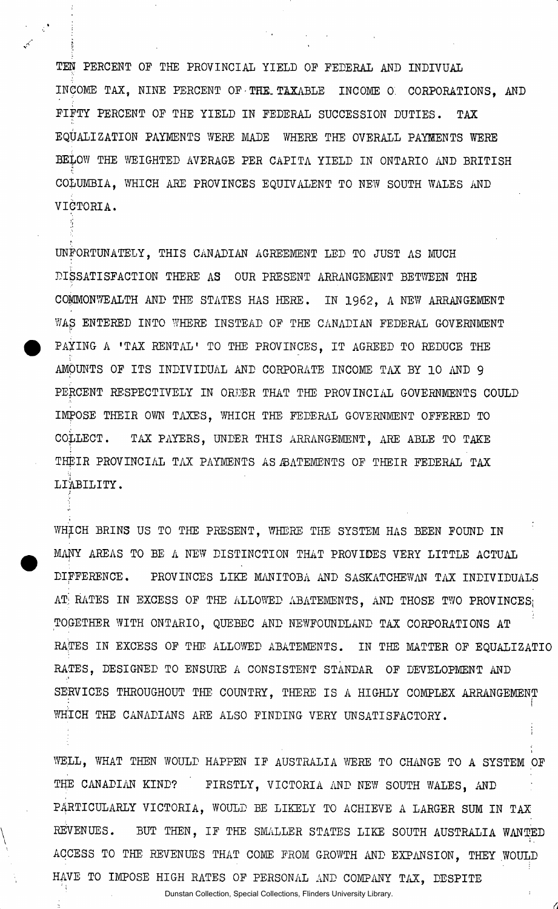TEN PERCENT OF THE PROVINCIAL YIELD OF FEDERAL AND INDIVUAL INCOME TAX, NINE PERCENT OF THE TAXABLE INCOME O CORPORATIONS, AND FIFTY PERCENT OF THE YIELD IN FEDERAL SUCCESSION DUTIES. TAX EQUALIZATION PAYMENTS WERE MADE WHERE THE OVERALL PAYMENTS WERE BELOW THE WEIGHTED AVERAGE PER CAPITA YIELD IN ONTARIO AND BRITISH COLUMBIA, WHICH ARE PROVINCES EQUIVALENT TO NEW SOUTH WALES AND VICTORIA.

UNFORTUNATELY, THIS CANADIAN AGREEMENT LED TO JUST AS MUCH DISSATISFACTION THERE AS OUR PRESENT ARRANGEMENT BETWEEN THE COMMONWEALTH AND THE STATES HAS HERE. IN 1962, A NEW ARRANGEMENT WAS ENTERED INTO WHERE INSTEAD OF THE CANADIAN FEDERAL GOVERNMENT PAYING A 'TAX RENTAL' TO THE PROVINCES, IT AGREED TO REDUCE THE AMOUNTS OF ITS INDIVIDUAL AND CORPORATE INCOME TAX BY 10 AND 9 PERCENT RESPECTIVELY IN ORDER THAT THE PROVINCIAL GOVERNMENTS COULD IMPOSE THEIR OWN TAXES, WHICH THE FEDERAL GOVERNMENT OFFERED TO COLLECT. TAX PAYERS, UNDER THIS ARRANGEMENT, ARE ABLE TO TAKE THEIR PROVINCIAL TAX PAYMENTS AS ABATEMENTS OF THEIR FEDERAL TAX LIABILITY.

WHICH BRINS US TO THE PRESENT, WHERE THE SYSTEM HAS BEEN FOUND IN MANY AREAS TO BE A NEW DISTINCTION THAT PROVIDES VERY LITTLE ACTUAL DIFFERENCE. PROVINCES LIKE MANITOBA AND SASKATCHEWAN TAX INDIVIDUALS AT RATES IN EXCESS OF THE ALLOWED ABATEMENTS, AND THOSE TWO PROVINCES TOGETHER WITH ONTARIO, QUEBEC AND NEWFOUNDLAND TAX CORPORATIONS AT RATES IN EXCESS OF THE ALLOWED ABATEMENTS. IN THE MATTER OF EQUALIZATIO RATES, DESIGNED TO ENSURE A CONSISTENT STANDAR OF DEVELOPMENT AND SERVICES THROUGHOUT THE COUNTRY, THERE IS A HIGHLY COMPLEX ARRANGEMENT WHICH THE CANADIANS ARE ALSO FINDING VERY UNSATISFACTORY.

WELL, WHAT THEN WOULD HAPPEN IF AUSTRALIA WERE TO CHANGE TO A SYSTEM OF THE CANADIAN KIND? FIRSTLY, VICTORIA AND NEW SOUTH WALES, AND PARTICULARLY VICTORIA, WOULD BE LIKELY TO ACHIEVE A LARGER SUM IN TAX REVENUES. BUT THEN, IF THE SMALLER STATES LIKE SOUTH AUSTRALIA WANTED ACCESS TO THE REVENUES THAT COME FROM GROWTH AND EXPANSION, THEY WOULD HAVE TO IMPOSE HIGH RATES OF PERSONAL AND COMPANY TAX, DESPITE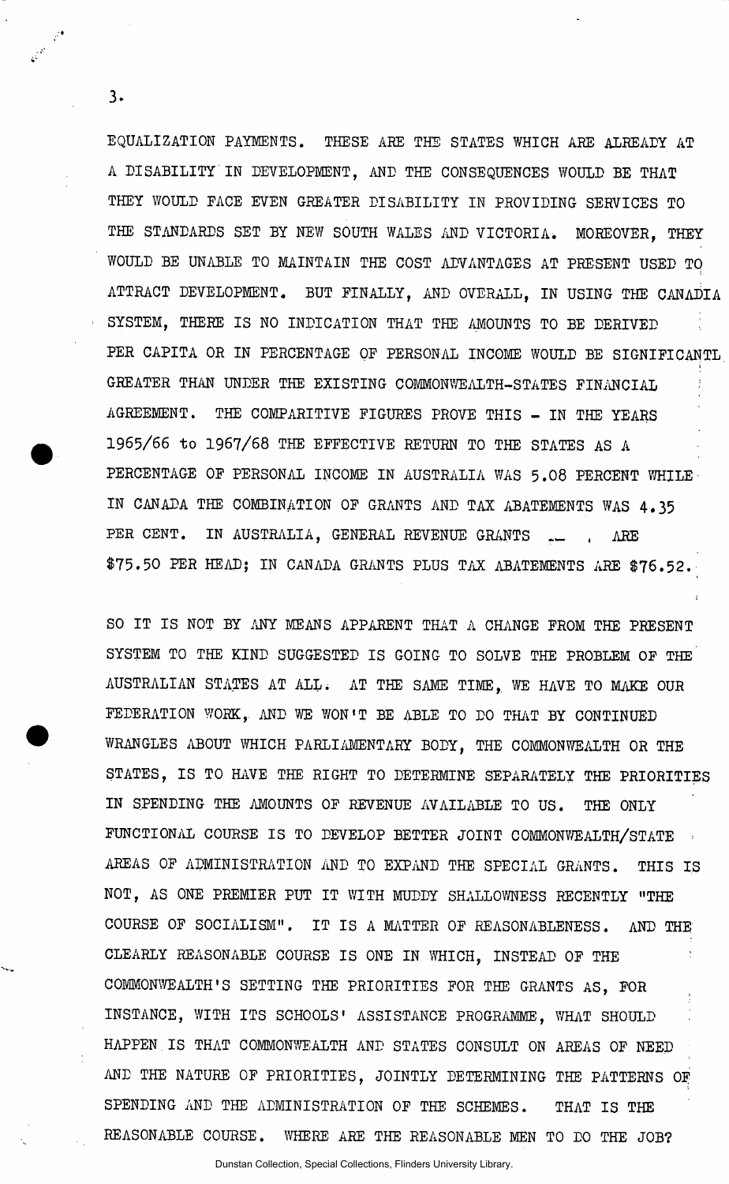EQUALIZATION PAYMENTS. THESE ARE THE STATES WHICH ARE ALREADY AT A DISABILITY IN DEVELOPMENT, AND THE CONSEQUENCES WOULD BE THAT THEY WOULD FACE EVEN GREATER DISABILITY IN PROVIDING SERVICES TO THE STANDARDS SET BY NEW SOUTH WALES AND VICTORIA. MOREOVER, THEY WOULD BE UNABLE TO MAINTAIN THE COST ADVANTAGES AT PRESENT USED TO ATTRACT DEVELOPMENT. BUT FINALLY, AND OVERALL, IN USING THE CANADIA SYSTEM, THERE IS NO INDICATION THAT THE AMOUNTS TO BE DERIVED PER CAPITA OR IN PERCENTAGE OF PERSONAL INCOME WOULD BE SIGNIFICANTL GREATER THAN UNDER THE EXISTING COMMONWEALTH-STATES FINANCIAL AGREEMENT. THE COMPARITIVE FIGURES PROVE THIS - IN THE YEARS 1965/66 to 1967/68 THE EFFECTIVE RETURN TO THE STATES AS A PERCENTAGE OF PERSONAL INCOME IN AUSTRALIA WAS 5.08 PERCENT WHILE IN CANADA THE COMBINATION OF GRANTS AND TAX ABATEMENTS WAS 4.35 PER CENT. IN AUSTRALIA, GENERAL REVENUE GRANTS ARE $75.50 PER HEAD; IN CANADA GRANTS PLUS TAX ABATEMENTS ARE $76.52.

SO IT IS NOT BY ANY MEANS APPARENT THAT A CHANGE FROM THE PRESENT SYSTEM TO THE KIND SUGGESTED IS GOING TO SOLVE THE PROBLEM OF THE AUSTRALIAN STATES AT ALL. AT THE SAME TIME, WE HAVE TO MAKE OUR FEDERATION WORK, AND WE WON'T BE ABLE TO DO THAT BY CONTINUED WRANGLES ABOUT WHICH PARLIAMENTARY BODY, THE COMMONWEALTH OR THE STATES, IS TO HAVE THE RIGHT TO DETERMINE SEPARATELY THE PRIORITIES IN SPENDING THE AMOUNTS OF REVENUE AVAILABLE TO US. THE ONLY FUNCTIONAL COURSE IS TO DEVELOP BETTER JOINT COMMONWEALTH/STATE AREAS OF ADMINISTRATION AND TO EXPAND THE SPECIAL GRANTS. THIS IS NOT, AS ONE PREMIER PUT IT WITH MUDDY SHALLOWNESS RECENTLY "THE COURSE OF SOCIALISM". IT IS A MATTER OF REASONABLENESS. AND THE CLEARLY REASONABLE COURSE IS ONE IN WHICH, INSTEAD OF THE COMMONWEALTH'S SETTING THE PRIORITIES FOR THE GRANTS AS, FOR INSTANCE, WITH ITS SCHOOLS' ASSISTANCE PROGRAMME, WHAT SHOULD HAPPEN IS THAT COMMONWEALTH AND STATES CONSULT ON AREAS OF NEED AND THE NATURE OF PRIORITIES, JOINTLY DETERMINING THE PATTERNS OF SPENDING AND THE ADMINISTRATION OF THE SCHEMES. THAT IS THE REASONABLE COURSE. WHERE ARE THE REASONABLE MEN TO DO THE JOB?

Dunstan Collection, Special Collections, Flinders University Library.